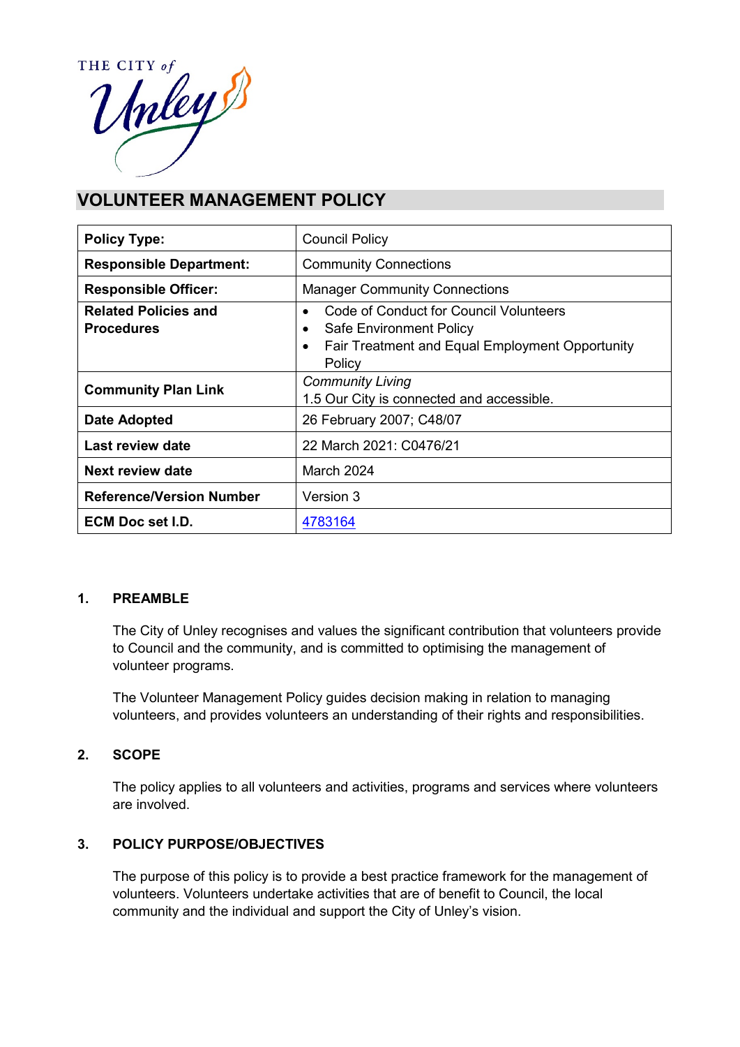# VOLUNTEER MANAGEMENT POLICY

| | |
|---|---|
| **Policy Type:** | Council Policy |
| **Responsible Department:** | Community Connections |
| **Responsible Officer:** | Manager Community Connections |
| **Related Policies and Procedures** | • Code of Conduct for Council Volunteers<br>• Safe Environment Policy<br>• Fair Treatment and Equal Employment Opportunity Policy |
| **Community Plan Link** | *Community Living*<br>1.5 Our City is connected and accessible. |
| **Date Adopted** | 26 February 2007; C48/07 |
| **Last review date** | 22 March 2021: C0476/21 |
| **Next review date** | March 2024 |
| **Reference/Version Number** | Version 3 |
| **ECM Doc set I.D.** | 4783164 |

## 1. PREAMBLE

The City of Unley recognises and values the significant contribution that volunteers provide to Council and the community, and is committed to optimising the management of volunteer programs.

The Volunteer Management Policy guides decision making in relation to managing volunteers, and provides volunteers an understanding of their rights and responsibilities.

## 2. SCOPE

The policy applies to all volunteers and activities, programs and services where volunteers are involved.

## 3. POLICY PURPOSE/OBJECTIVES

The purpose of this policy is to provide a best practice framework for the management of volunteers. Volunteers undertake activities that are of benefit to Council, the local community and the individual and support the City of Unley's vision.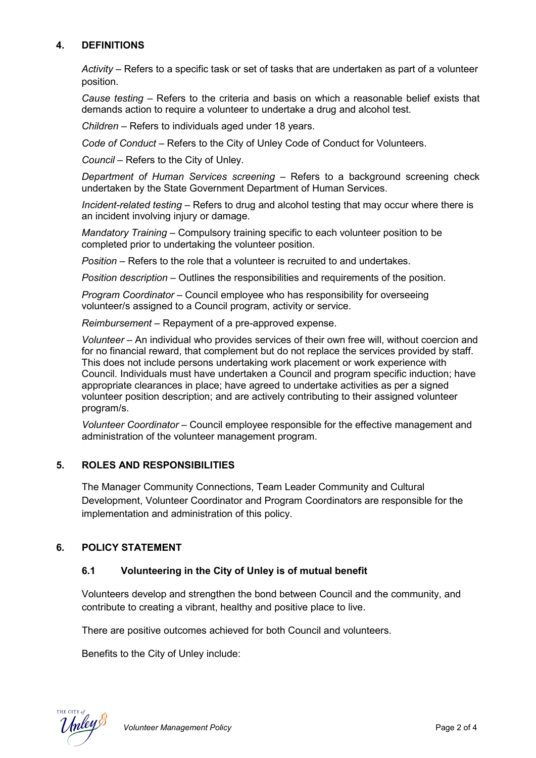## 4. DEFINITIONS

*Activity* – Refers to a specific task or set of tasks that are undertaken as part of a volunteer position.

*Cause testing* – Refers to the criteria and basis on which a reasonable belief exists that demands action to require a volunteer to undertake a drug and alcohol test.

*Children* – Refers to individuals aged under 18 years.

*Code of Conduct* – Refers to the City of Unley Code of Conduct for Volunteers.

*Council* – Refers to the City of Unley.

*Department of Human Services screening* – Refers to a background screening check undertaken by the State Government Department of Human Services.

*Incident-related testing* – Refers to drug and alcohol testing that may occur where there is an incident involving injury or damage.

*Mandatory Training* – Compulsory training specific to each volunteer position to be completed prior to undertaking the volunteer position.

*Position* – Refers to the role that a volunteer is recruited to and undertakes.

*Position description* – Outlines the responsibilities and requirements of the position.

*Program Coordinator* – Council employee who has responsibility for overseeing volunteer/s assigned to a Council program, activity or service.

*Reimbursement* – Repayment of a pre-approved expense.

*Volunteer* – An individual who provides services of their own free will, without coercion and for no financial reward, that complement but do not replace the services provided by staff. This does not include persons undertaking work placement or work experience with Council. Individuals must have undertaken a Council and program specific induction; have appropriate clearances in place; have agreed to undertake activities as per a signed volunteer position description; and are actively contributing to their assigned volunteer program/s.

*Volunteer Coordinator* – Council employee responsible for the effective management and administration of the volunteer management program.

## 5. ROLES AND RESPONSIBILITIES

The Manager Community Connections, Team Leader Community and Cultural Development, Volunteer Coordinator and Program Coordinators are responsible for the implementation and administration of this policy.

## 6. POLICY STATEMENT

### 6.1 Volunteering in the City of Unley is of mutual benefit

Volunteers develop and strengthen the bond between Council and the community, and contribute to creating a vibrant, healthy and positive place to live.

There are positive outcomes achieved for both Council and volunteers.

Benefits to the City of Unley include: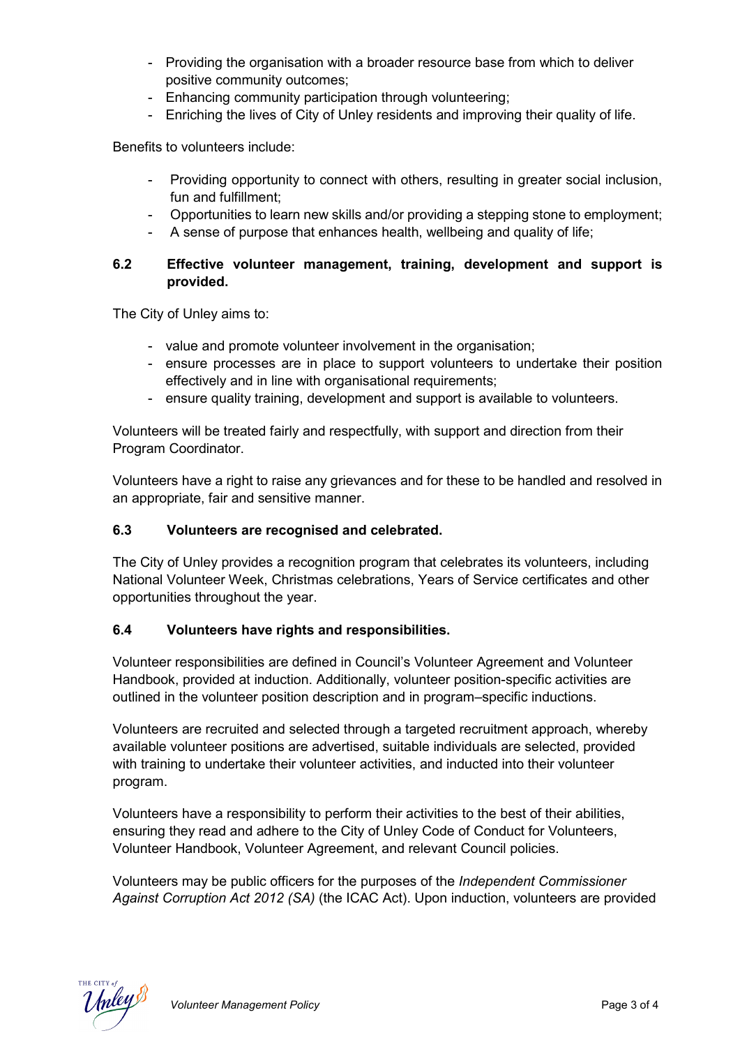- Providing the organisation with a broader resource base from which to deliver positive community outcomes;
- Enhancing community participation through volunteering;
- Enriching the lives of City of Unley residents and improving their quality of life.

Benefits to volunteers include:

- Providing opportunity to connect with others, resulting in greater social inclusion, fun and fulfillment;
- Opportunities to learn new skills and/or providing a stepping stone to employment;
- A sense of purpose that enhances health, wellbeing and quality of life;

### 6.2 Effective volunteer management, training, development and support is provided.

The City of Unley aims to:

- value and promote volunteer involvement in the organisation;
- ensure processes are in place to support volunteers to undertake their position effectively and in line with organisational requirements;
- ensure quality training, development and support is available to volunteers.

Volunteers will be treated fairly and respectfully, with support and direction from their Program Coordinator.

Volunteers have a right to raise any grievances and for these to be handled and resolved in an appropriate, fair and sensitive manner.

### 6.3 Volunteers are recognised and celebrated.

The City of Unley provides a recognition program that celebrates its volunteers, including National Volunteer Week, Christmas celebrations, Years of Service certificates and other opportunities throughout the year.

### 6.4 Volunteers have rights and responsibilities.

Volunteer responsibilities are defined in Council's Volunteer Agreement and Volunteer Handbook, provided at induction. Additionally, volunteer position-specific activities are outlined in the volunteer position description and in program–specific inductions.

Volunteers are recruited and selected through a targeted recruitment approach, whereby available volunteer positions are advertised, suitable individuals are selected, provided with training to undertake their volunteer activities, and inducted into their volunteer program.

Volunteers have a responsibility to perform their activities to the best of their abilities, ensuring they read and adhere to the City of Unley Code of Conduct for Volunteers, Volunteer Handbook, Volunteer Agreement, and relevant Council policies.

Volunteers may be public officers for the purposes of the *Independent Commissioner Against Corruption Act 2012 (SA)* (the ICAC Act). Upon induction, volunteers are provided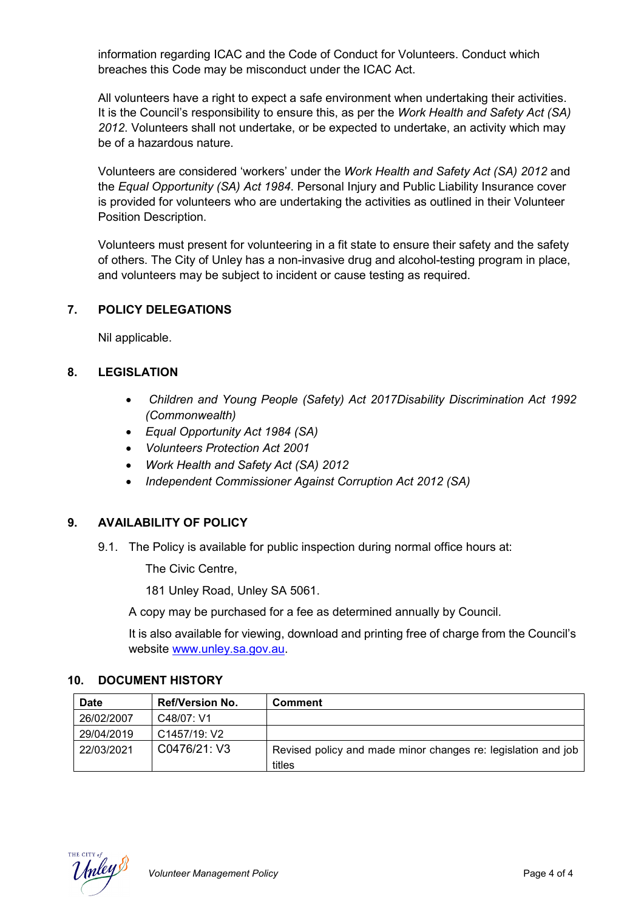information regarding ICAC and the Code of Conduct for Volunteers. Conduct which breaches this Code may be misconduct under the ICAC Act.

All volunteers have a right to expect a safe environment when undertaking their activities. It is the Council's responsibility to ensure this, as per the *Work Health and Safety Act (SA) 2012*. Volunteers shall not undertake, or be expected to undertake, an activity which may be of a hazardous nature.

Volunteers are considered 'workers' under the *Work Health and Safety Act (SA) 2012* and the *Equal Opportunity (SA) Act 1984*. Personal Injury and Public Liability Insurance cover is provided for volunteers who are undertaking the activities as outlined in their Volunteer Position Description.

Volunteers must present for volunteering in a fit state to ensure their safety and the safety of others. The City of Unley has a non-invasive drug and alcohol-testing program in place, and volunteers may be subject to incident or cause testing as required.

## 7. POLICY DELEGATIONS

Nil applicable.

## 8. LEGISLATION

- *Children and Young People (Safety) Act 2017Disability Discrimination Act 1992 (Commonwealth)*
- *Equal Opportunity Act 1984 (SA)*
- *Volunteers Protection Act 2001*
- *Work Health and Safety Act (SA) 2012*
- *Independent Commissioner Against Corruption Act 2012 (SA)*

## 9. AVAILABILITY OF POLICY

9.1. The Policy is available for public inspection during normal office hours at:

The Civic Centre,

181 Unley Road, Unley SA 5061.

A copy may be purchased for a fee as determined annually by Council.

It is also available for viewing, download and printing free of charge from the Council's website [www.unley.sa.gov.au](http://www.unley.sa.gov.au).

## 10. DOCUMENT HISTORY

| Date | Ref/Version No. | Comment |
|---|---|---|
| 26/02/2007 | C48/07: V1 | |
| 29/04/2019 | C1457/19: V2 | |
| 22/03/2021 | C0476/21: V3 | Revised policy and made minor changes re: legislation and job titles |